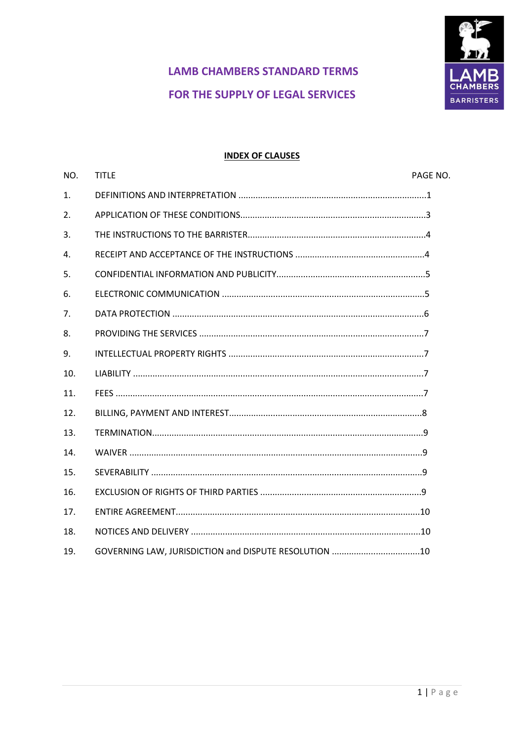# LAMB CHAMBERS STANDARD TERMS

# FOR THE SUPPLY OF LEGAL SERVICES

LAMB CHAMBERS BARRISTERS

**INDEX OF CLAUSES**

| NO. | TITLE | PAGE NO. |
|---|---|---|
| 1. | DEFINITIONS AND INTERPRETATION | 1 |
| 2. | APPLICATION OF THESE CONDITIONS | 3 |
| 3. | THE INSTRUCTIONS TO THE BARRISTER | 4 |
| 4. | RECEIPT AND ACCEPTANCE OF THE INSTRUCTIONS | 4 |
| 5. | CONFIDENTIAL INFORMATION AND PUBLICITY | 5 |
| 6. | ELECTRONIC COMMUNICATION | 5 |
| 7. | DATA PROTECTION | 6 |
| 8. | PROVIDING THE SERVICES | 7 |
| 9. | INTELLECTUAL PROPERTY RIGHTS | 7 |
| 10. | LIABILITY | 7 |
| 11. | FEES | 7 |
| 12. | BILLING, PAYMENT AND INTEREST | 8 |
| 13. | TERMINATION | 9 |
| 14. | WAIVER | 9 |
| 15. | SEVERABILITY | 9 |
| 16. | EXCLUSION OF RIGHTS OF THIRD PARTIES | 9 |
| 17. | ENTIRE AGREEMENT | 10 |
| 18. | NOTICES AND DELIVERY | 10 |
| 19. | GOVERNING LAW, JURISDICTION and DISPUTE RESOLUTION | 10 |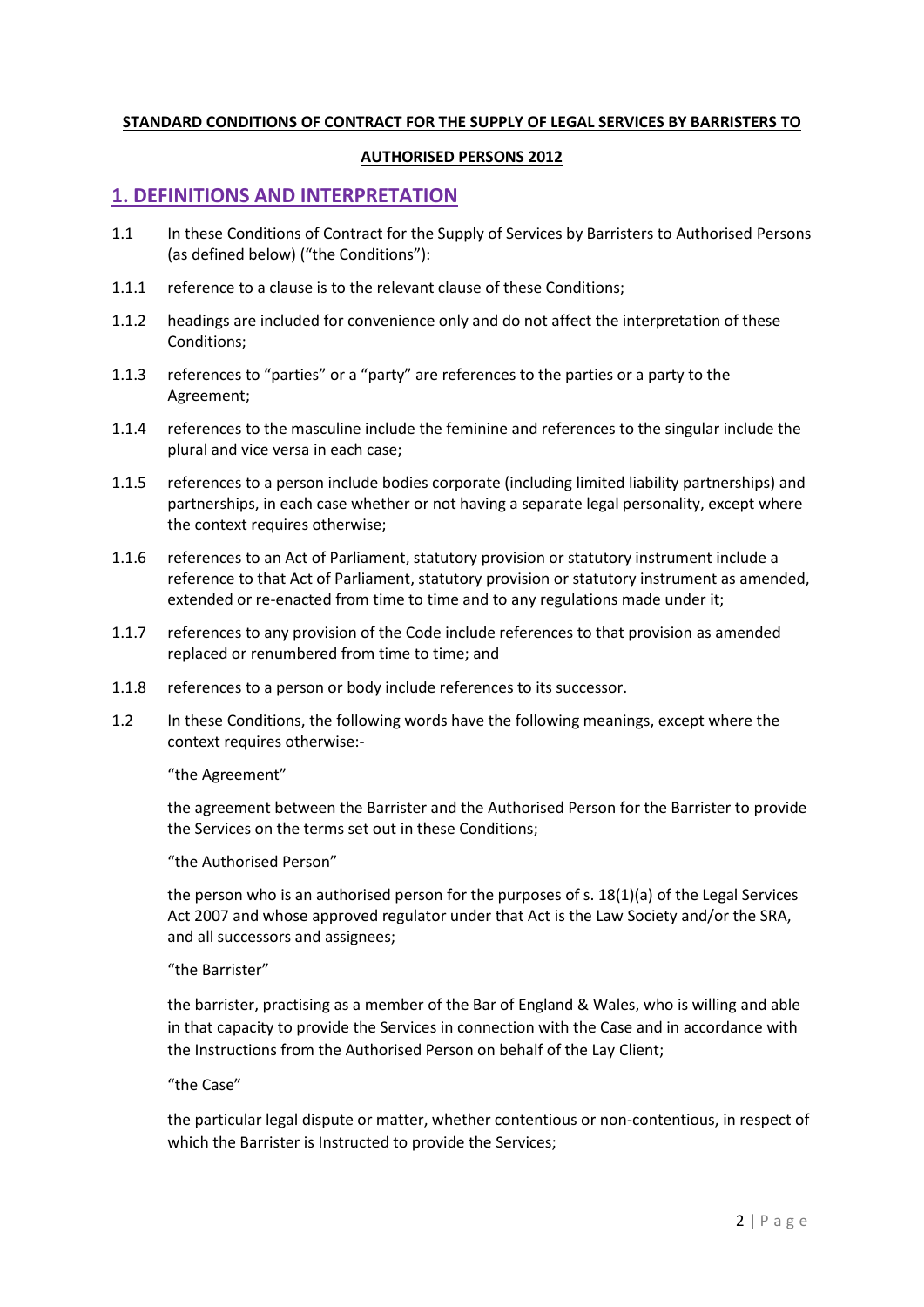**STANDARD CONDITIONS OF CONTRACT FOR THE SUPPLY OF LEGAL SERVICES BY BARRISTERS TO AUTHORISED PERSONS 2012**

## 1. DEFINITIONS AND INTERPRETATION

1.1 In these Conditions of Contract for the Supply of Services by Barristers to Authorised Persons (as defined below) ("the Conditions"):

1.1.1 reference to a clause is to the relevant clause of these Conditions;

1.1.2 headings are included for convenience only and do not affect the interpretation of these Conditions;

1.1.3 references to "parties" or a "party" are references to the parties or a party to the Agreement;

1.1.4 references to the masculine include the feminine and references to the singular include the plural and vice versa in each case;

1.1.5 references to a person include bodies corporate (including limited liability partnerships) and partnerships, in each case whether or not having a separate legal personality, except where the context requires otherwise;

1.1.6 references to an Act of Parliament, statutory provision or statutory instrument include a reference to that Act of Parliament, statutory provision or statutory instrument as amended, extended or re-enacted from time to time and to any regulations made under it;

1.1.7 references to any provision of the Code include references to that provision as amended replaced or renumbered from time to time; and

1.1.8 references to a person or body include references to its successor.

1.2 In these Conditions, the following words have the following meanings, except where the context requires otherwise:-

"the Agreement"

the agreement between the Barrister and the Authorised Person for the Barrister to provide the Services on the terms set out in these Conditions;

"the Authorised Person"

the person who is an authorised person for the purposes of s. 18(1)(a) of the Legal Services Act 2007 and whose approved regulator under that Act is the Law Society and/or the SRA, and all successors and assignees;

"the Barrister"

the barrister, practising as a member of the Bar of England & Wales, who is willing and able in that capacity to provide the Services in connection with the Case and in accordance with the Instructions from the Authorised Person on behalf of the Lay Client;

"the Case"

the particular legal dispute or matter, whether contentious or non-contentious, in respect of which the Barrister is Instructed to provide the Services;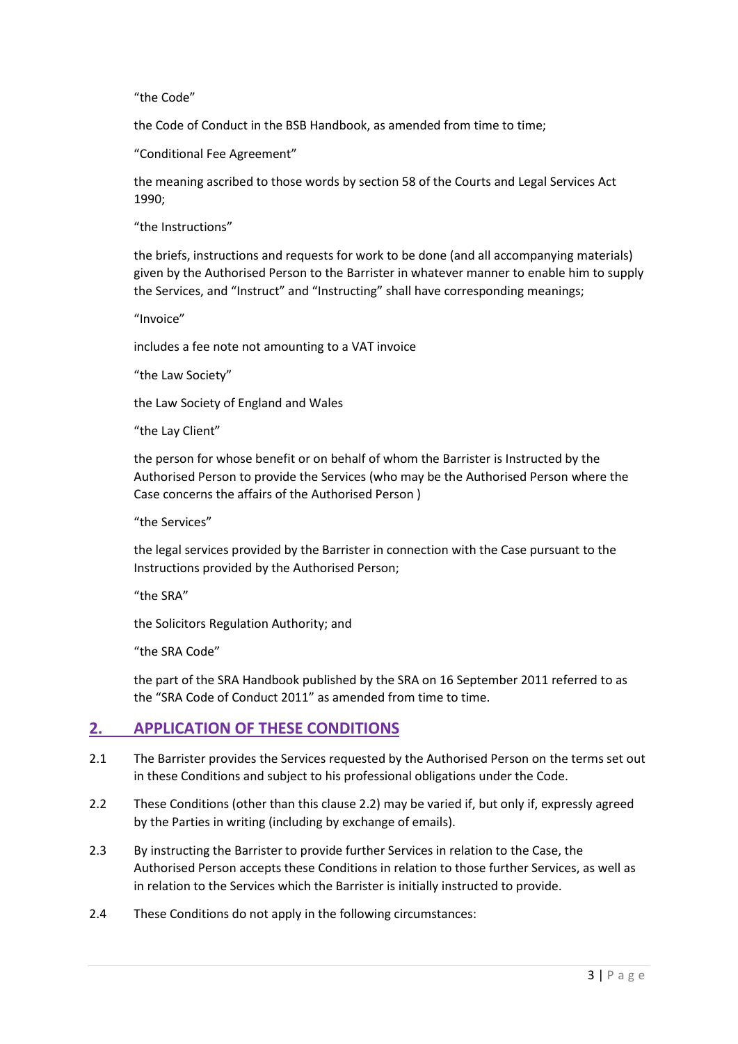"the Code"

the Code of Conduct in the BSB Handbook, as amended from time to time;

"Conditional Fee Agreement"

the meaning ascribed to those words by section 58 of the Courts and Legal Services Act 1990;

"the Instructions"

the briefs, instructions and requests for work to be done (and all accompanying materials) given by the Authorised Person to the Barrister in whatever manner to enable him to supply the Services, and "Instruct" and "Instructing" shall have corresponding meanings;

"Invoice"

includes a fee note not amounting to a VAT invoice

"the Law Society"

the Law Society of England and Wales

"the Lay Client"

the person for whose benefit or on behalf of whom the Barrister is Instructed by the Authorised Person to provide the Services (who may be the Authorised Person where the Case concerns the affairs of the Authorised Person )

"the Services"

the legal services provided by the Barrister in connection with the Case pursuant to the Instructions provided by the Authorised Person;

"the SRA"

the Solicitors Regulation Authority; and

"the SRA Code"

the part of the SRA Handbook published by the SRA on 16 September 2011 referred to as the "SRA Code of Conduct 2011" as amended from time to time.

## 2. APPLICATION OF THESE CONDITIONS

2.1 The Barrister provides the Services requested by the Authorised Person on the terms set out in these Conditions and subject to his professional obligations under the Code.

2.2 These Conditions (other than this clause 2.2) may be varied if, but only if, expressly agreed by the Parties in writing (including by exchange of emails).

2.3 By instructing the Barrister to provide further Services in relation to the Case, the Authorised Person accepts these Conditions in relation to those further Services, as well as in relation to the Services which the Barrister is initially instructed to provide.

2.4 These Conditions do not apply in the following circumstances: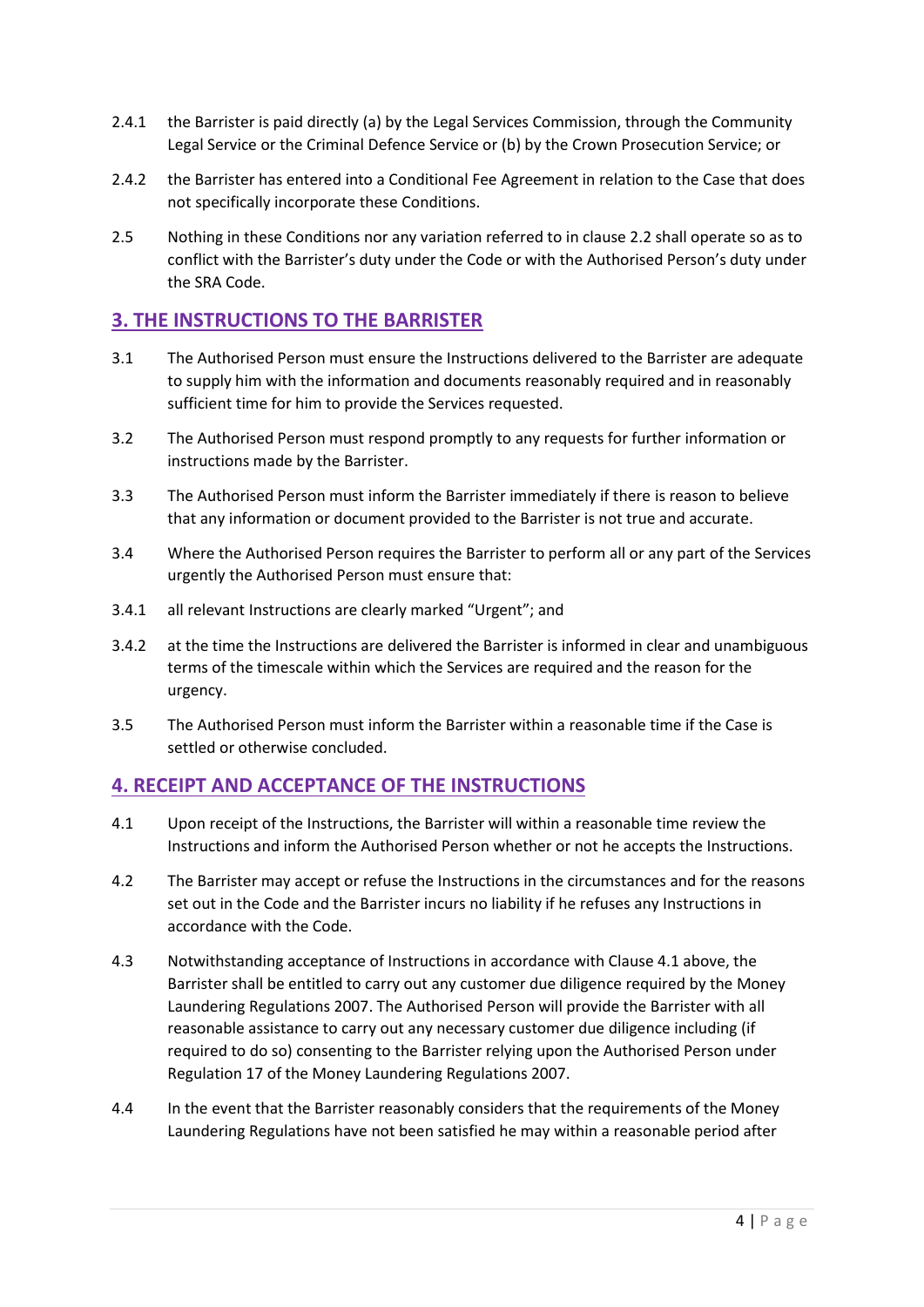2.4.1 the Barrister is paid directly (a) by the Legal Services Commission, through the Community Legal Service or the Criminal Defence Service or (b) by the Crown Prosecution Service; or

2.4.2 the Barrister has entered into a Conditional Fee Agreement in relation to the Case that does not specifically incorporate these Conditions.

2.5 Nothing in these Conditions nor any variation referred to in clause 2.2 shall operate so as to conflict with the Barrister's duty under the Code or with the Authorised Person's duty under the SRA Code.

## 3. THE INSTRUCTIONS TO THE BARRISTER

3.1 The Authorised Person must ensure the Instructions delivered to the Barrister are adequate to supply him with the information and documents reasonably required and in reasonably sufficient time for him to provide the Services requested.

3.2 The Authorised Person must respond promptly to any requests for further information or instructions made by the Barrister.

3.3 The Authorised Person must inform the Barrister immediately if there is reason to believe that any information or document provided to the Barrister is not true and accurate.

3.4 Where the Authorised Person requires the Barrister to perform all or any part of the Services urgently the Authorised Person must ensure that:

3.4.1 all relevant Instructions are clearly marked "Urgent"; and

3.4.2 at the time the Instructions are delivered the Barrister is informed in clear and unambiguous terms of the timescale within which the Services are required and the reason for the urgency.

3.5 The Authorised Person must inform the Barrister within a reasonable time if the Case is settled or otherwise concluded.

## 4. RECEIPT AND ACCEPTANCE OF THE INSTRUCTIONS

4.1 Upon receipt of the Instructions, the Barrister will within a reasonable time review the Instructions and inform the Authorised Person whether or not he accepts the Instructions.

4.2 The Barrister may accept or refuse the Instructions in the circumstances and for the reasons set out in the Code and the Barrister incurs no liability if he refuses any Instructions in accordance with the Code.

4.3 Notwithstanding acceptance of Instructions in accordance with Clause 4.1 above, the Barrister shall be entitled to carry out any customer due diligence required by the Money Laundering Regulations 2007. The Authorised Person will provide the Barrister with all reasonable assistance to carry out any necessary customer due diligence including (if required to do so) consenting to the Barrister relying upon the Authorised Person under Regulation 17 of the Money Laundering Regulations 2007.

4.4 In the event that the Barrister reasonably considers that the requirements of the Money Laundering Regulations have not been satisfied he may within a reasonable period after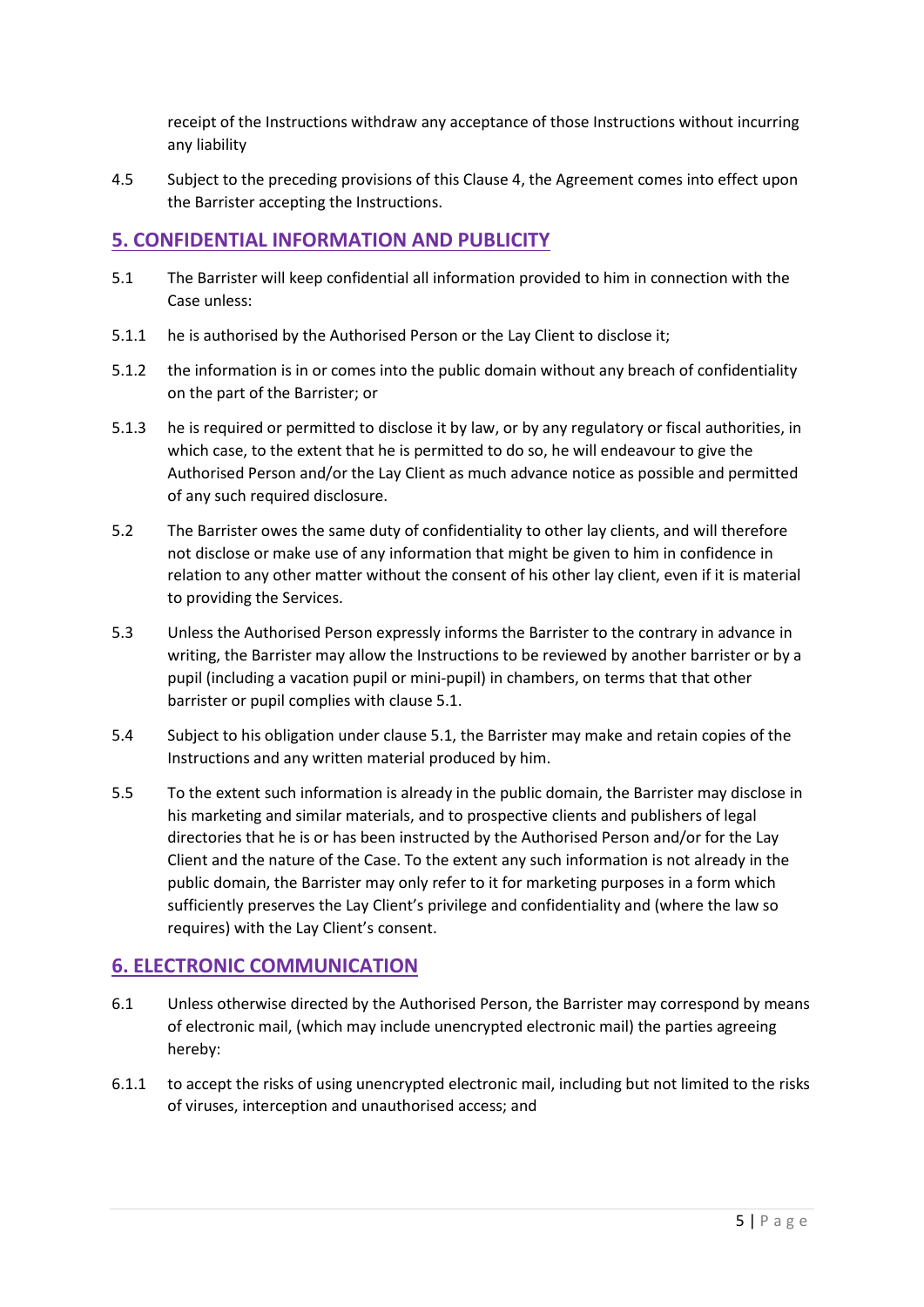receipt of the Instructions withdraw any acceptance of those Instructions without incurring any liability

4.5 Subject to the preceding provisions of this Clause 4, the Agreement comes into effect upon the Barrister accepting the Instructions.

## 5. CONFIDENTIAL INFORMATION AND PUBLICITY

5.1 The Barrister will keep confidential all information provided to him in connection with the Case unless:

5.1.1 he is authorised by the Authorised Person or the Lay Client to disclose it;

5.1.2 the information is in or comes into the public domain without any breach of confidentiality on the part of the Barrister; or

5.1.3 he is required or permitted to disclose it by law, or by any regulatory or fiscal authorities, in which case, to the extent that he is permitted to do so, he will endeavour to give the Authorised Person and/or the Lay Client as much advance notice as possible and permitted of any such required disclosure.

5.2 The Barrister owes the same duty of confidentiality to other lay clients, and will therefore not disclose or make use of any information that might be given to him in confidence in relation to any other matter without the consent of his other lay client, even if it is material to providing the Services.

5.3 Unless the Authorised Person expressly informs the Barrister to the contrary in advance in writing, the Barrister may allow the Instructions to be reviewed by another barrister or by a pupil (including a vacation pupil or mini-pupil) in chambers, on terms that that other barrister or pupil complies with clause 5.1.

5.4 Subject to his obligation under clause 5.1, the Barrister may make and retain copies of the Instructions and any written material produced by him.

5.5 To the extent such information is already in the public domain, the Barrister may disclose in his marketing and similar materials, and to prospective clients and publishers of legal directories that he is or has been instructed by the Authorised Person and/or for the Lay Client and the nature of the Case. To the extent any such information is not already in the public domain, the Barrister may only refer to it for marketing purposes in a form which sufficiently preserves the Lay Client's privilege and confidentiality and (where the law so requires) with the Lay Client's consent.

## 6. ELECTRONIC COMMUNICATION

6.1 Unless otherwise directed by the Authorised Person, the Barrister may correspond by means of electronic mail, (which may include unencrypted electronic mail) the parties agreeing hereby:

6.1.1 to accept the risks of using unencrypted electronic mail, including but not limited to the risks of viruses, interception and unauthorised access; and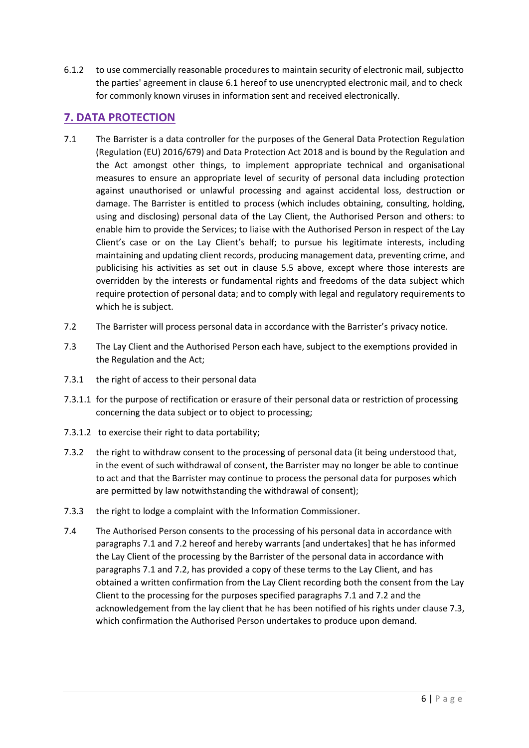6.1.2 to use commercially reasonable procedures to maintain security of electronic mail, subjectto the parties' agreement in clause 6.1 hereof to use unencrypted electronic mail, and to check for commonly known viruses in information sent and received electronically.

## 7. DATA PROTECTION

7.1 The Barrister is a data controller for the purposes of the General Data Protection Regulation (Regulation (EU) 2016/679) and Data Protection Act 2018 and is bound by the Regulation and the Act amongst other things, to implement appropriate technical and organisational measures to ensure an appropriate level of security of personal data including protection against unauthorised or unlawful processing and against accidental loss, destruction or damage. The Barrister is entitled to process (which includes obtaining, consulting, holding, using and disclosing) personal data of the Lay Client, the Authorised Person and others: to enable him to provide the Services; to liaise with the Authorised Person in respect of the Lay Client's case or on the Lay Client's behalf; to pursue his legitimate interests, including maintaining and updating client records, producing management data, preventing crime, and publicising his activities as set out in clause 5.5 above, except where those interests are overridden by the interests or fundamental rights and freedoms of the data subject which require protection of personal data; and to comply with legal and regulatory requirements to which he is subject.

7.2 The Barrister will process personal data in accordance with the Barrister's privacy notice.

7.3 The Lay Client and the Authorised Person each have, subject to the exemptions provided in the Regulation and the Act;

7.3.1 the right of access to their personal data

7.3.1.1 for the purpose of rectification or erasure of their personal data or restriction of processing concerning the data subject or to object to processing;

7.3.1.2 to exercise their right to data portability;

7.3.2 the right to withdraw consent to the processing of personal data (it being understood that, in the event of such withdrawal of consent, the Barrister may no longer be able to continue to act and that the Barrister may continue to process the personal data for purposes which are permitted by law notwithstanding the withdrawal of consent);

7.3.3 the right to lodge a complaint with the Information Commissioner.

7.4 The Authorised Person consents to the processing of his personal data in accordance with paragraphs 7.1 and 7.2 hereof and hereby warrants [and undertakes] that he has informed the Lay Client of the processing by the Barrister of the personal data in accordance with paragraphs 7.1 and 7.2, has provided a copy of these terms to the Lay Client, and has obtained a written confirmation from the Lay Client recording both the consent from the Lay Client to the processing for the purposes specified paragraphs 7.1 and 7.2 and the acknowledgement from the lay client that he has been notified of his rights under clause 7.3, which confirmation the Authorised Person undertakes to produce upon demand.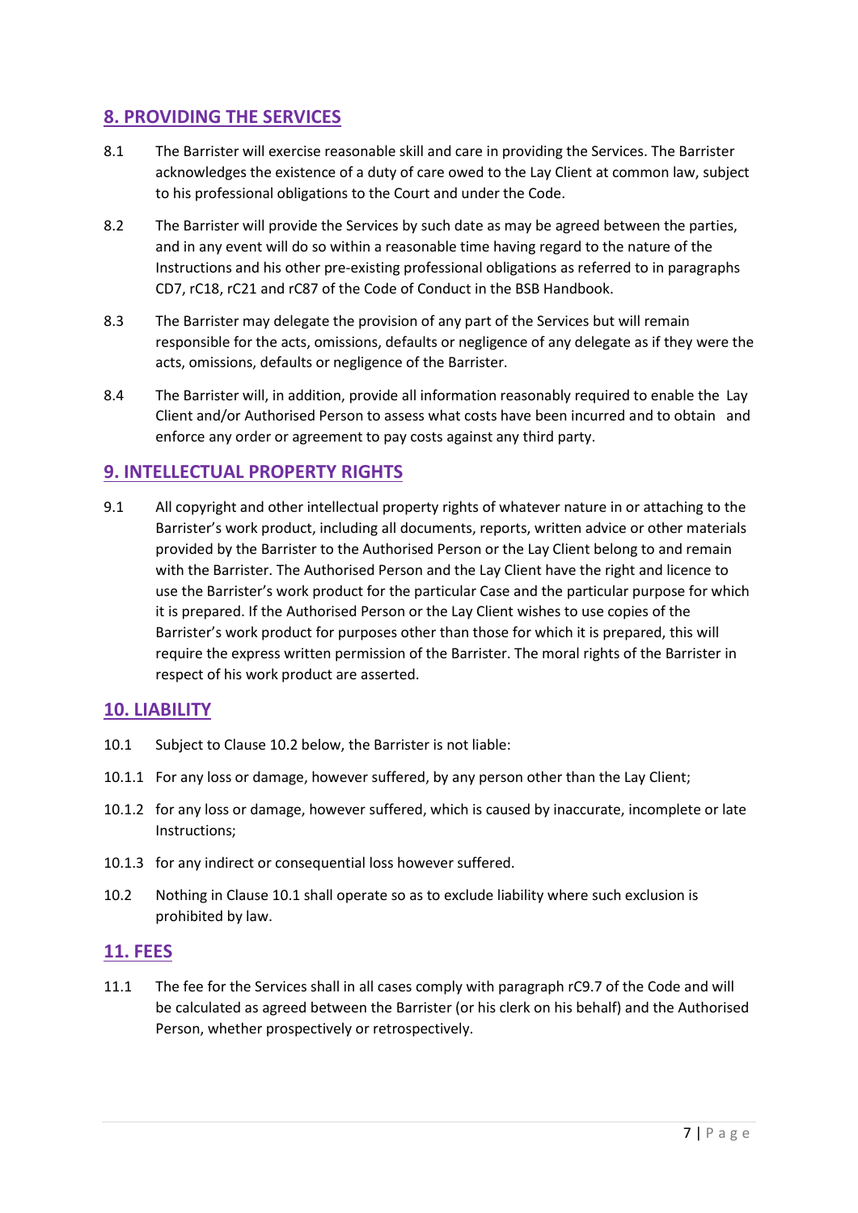## 8. PROVIDING THE SERVICES

8.1 The Barrister will exercise reasonable skill and care in providing the Services. The Barrister acknowledges the existence of a duty of care owed to the Lay Client at common law, subject to his professional obligations to the Court and under the Code.

8.2 The Barrister will provide the Services by such date as may be agreed between the parties, and in any event will do so within a reasonable time having regard to the nature of the Instructions and his other pre-existing professional obligations as referred to in paragraphs CD7, rC18, rC21 and rC87 of the Code of Conduct in the BSB Handbook.

8.3 The Barrister may delegate the provision of any part of the Services but will remain responsible for the acts, omissions, defaults or negligence of any delegate as if they were the acts, omissions, defaults or negligence of the Barrister.

8.4 The Barrister will, in addition, provide all information reasonably required to enable the Lay Client and/or Authorised Person to assess what costs have been incurred and to obtain and enforce any order or agreement to pay costs against any third party.

## 9. INTELLECTUAL PROPERTY RIGHTS

9.1 All copyright and other intellectual property rights of whatever nature in or attaching to the Barrister's work product, including all documents, reports, written advice or other materials provided by the Barrister to the Authorised Person or the Lay Client belong to and remain with the Barrister. The Authorised Person and the Lay Client have the right and licence to use the Barrister's work product for the particular Case and the particular purpose for which it is prepared. If the Authorised Person or the Lay Client wishes to use copies of the Barrister's work product for purposes other than those for which it is prepared, this will require the express written permission of the Barrister. The moral rights of the Barrister in respect of his work product are asserted.

## 10. LIABILITY

10.1 Subject to Clause 10.2 below, the Barrister is not liable:

10.1.1 For any loss or damage, however suffered, by any person other than the Lay Client;

10.1.2 for any loss or damage, however suffered, which is caused by inaccurate, incomplete or late Instructions;

10.1.3 for any indirect or consequential loss however suffered.

10.2 Nothing in Clause 10.1 shall operate so as to exclude liability where such exclusion is prohibited by law.

## 11. FEES

11.1 The fee for the Services shall in all cases comply with paragraph rC9.7 of the Code and will be calculated as agreed between the Barrister (or his clerk on his behalf) and the Authorised Person, whether prospectively or retrospectively.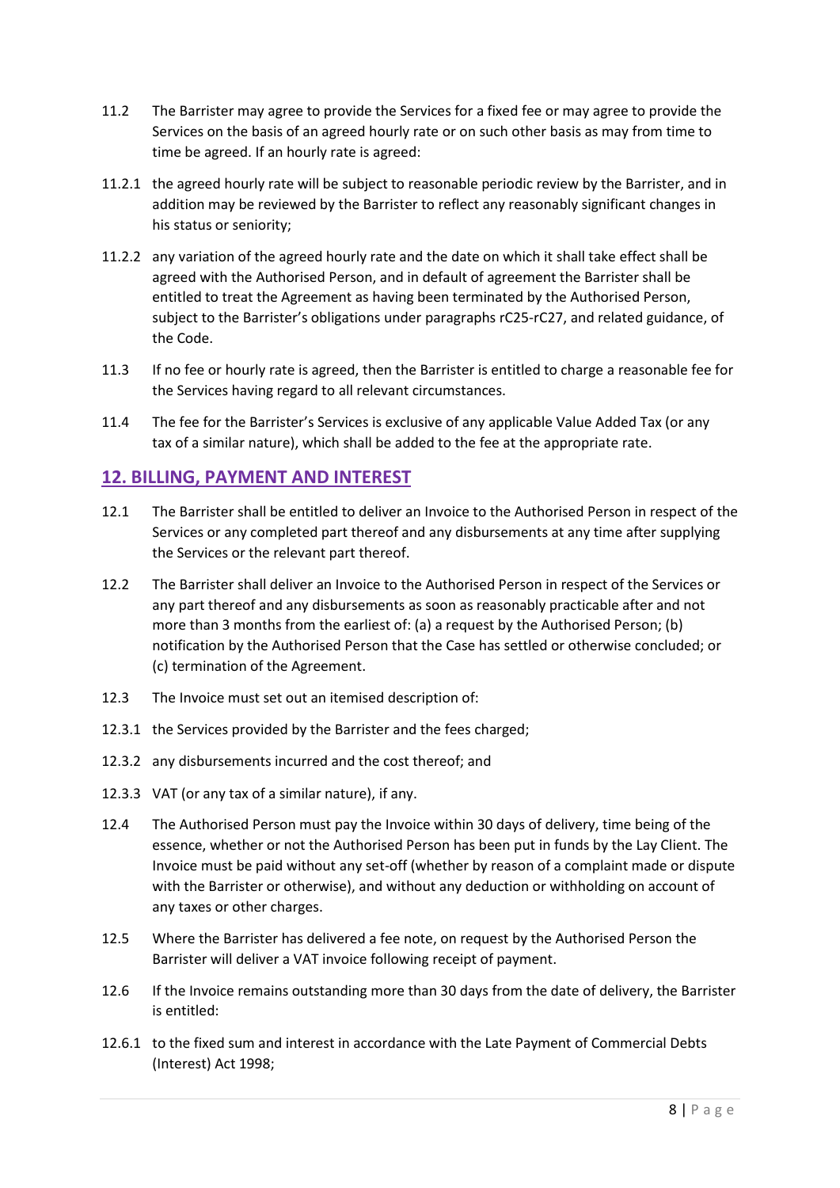11.2 The Barrister may agree to provide the Services for a fixed fee or may agree to provide the Services on the basis of an agreed hourly rate or on such other basis as may from time to time be agreed. If an hourly rate is agreed:

11.2.1 the agreed hourly rate will be subject to reasonable periodic review by the Barrister, and in addition may be reviewed by the Barrister to reflect any reasonably significant changes in his status or seniority;

11.2.2 any variation of the agreed hourly rate and the date on which it shall take effect shall be agreed with the Authorised Person, and in default of agreement the Barrister shall be entitled to treat the Agreement as having been terminated by the Authorised Person, subject to the Barrister's obligations under paragraphs rC25-rC27, and related guidance, of the Code.

11.3 If no fee or hourly rate is agreed, then the Barrister is entitled to charge a reasonable fee for the Services having regard to all relevant circumstances.

11.4 The fee for the Barrister's Services is exclusive of any applicable Value Added Tax (or any tax of a similar nature), which shall be added to the fee at the appropriate rate.

## 12. BILLING, PAYMENT AND INTEREST

12.1 The Barrister shall be entitled to deliver an Invoice to the Authorised Person in respect of the Services or any completed part thereof and any disbursements at any time after supplying the Services or the relevant part thereof.

12.2 The Barrister shall deliver an Invoice to the Authorised Person in respect of the Services or any part thereof and any disbursements as soon as reasonably practicable after and not more than 3 months from the earliest of: (a) a request by the Authorised Person; (b) notification by the Authorised Person that the Case has settled or otherwise concluded; or (c) termination of the Agreement.

12.3 The Invoice must set out an itemised description of:

12.3.1 the Services provided by the Barrister and the fees charged;

12.3.2 any disbursements incurred and the cost thereof; and

12.3.3 VAT (or any tax of a similar nature), if any.

12.4 The Authorised Person must pay the Invoice within 30 days of delivery, time being of the essence, whether or not the Authorised Person has been put in funds by the Lay Client. The Invoice must be paid without any set-off (whether by reason of a complaint made or dispute with the Barrister or otherwise), and without any deduction or withholding on account of any taxes or other charges.

12.5 Where the Barrister has delivered a fee note, on request by the Authorised Person the Barrister will deliver a VAT invoice following receipt of payment.

12.6 If the Invoice remains outstanding more than 30 days from the date of delivery, the Barrister is entitled:

12.6.1 to the fixed sum and interest in accordance with the Late Payment of Commercial Debts (Interest) Act 1998;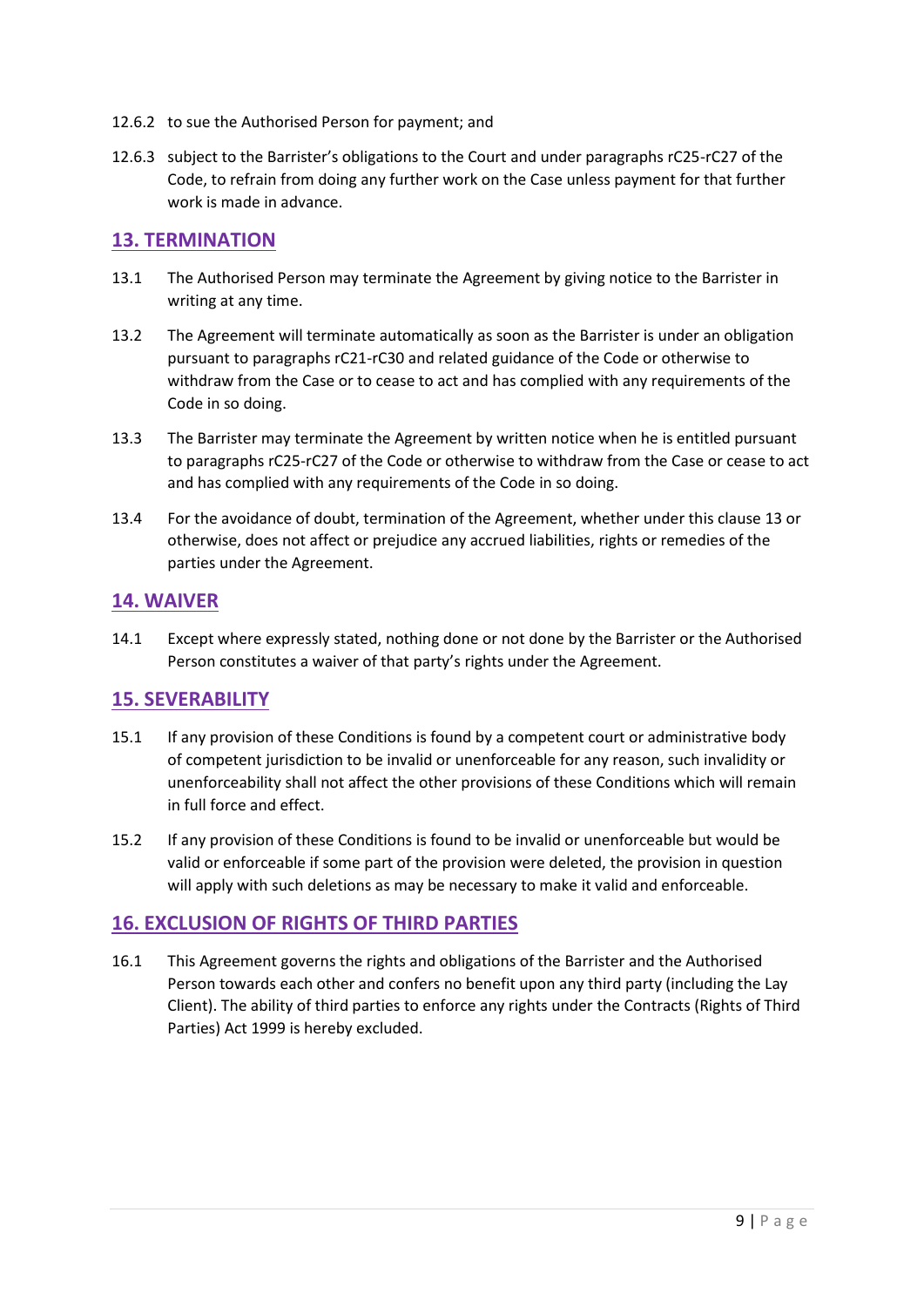12.6.2 to sue the Authorised Person for payment; and

12.6.3 subject to the Barrister's obligations to the Court and under paragraphs rC25-rC27 of the Code, to refrain from doing any further work on the Case unless payment for that further work is made in advance.

## 13. TERMINATION

13.1 The Authorised Person may terminate the Agreement by giving notice to the Barrister in writing at any time.

13.2 The Agreement will terminate automatically as soon as the Barrister is under an obligation pursuant to paragraphs rC21-rC30 and related guidance of the Code or otherwise to withdraw from the Case or to cease to act and has complied with any requirements of the Code in so doing.

13.3 The Barrister may terminate the Agreement by written notice when he is entitled pursuant to paragraphs rC25-rC27 of the Code or otherwise to withdraw from the Case or cease to act and has complied with any requirements of the Code in so doing.

13.4 For the avoidance of doubt, termination of the Agreement, whether under this clause 13 or otherwise, does not affect or prejudice any accrued liabilities, rights or remedies of the parties under the Agreement.

## 14. WAIVER

14.1 Except where expressly stated, nothing done or not done by the Barrister or the Authorised Person constitutes a waiver of that party's rights under the Agreement.

## 15. SEVERABILITY

15.1 If any provision of these Conditions is found by a competent court or administrative body of competent jurisdiction to be invalid or unenforceable for any reason, such invalidity or unenforceability shall not affect the other provisions of these Conditions which will remain in full force and effect.

15.2 If any provision of these Conditions is found to be invalid or unenforceable but would be valid or enforceable if some part of the provision were deleted, the provision in question will apply with such deletions as may be necessary to make it valid and enforceable.

## 16. EXCLUSION OF RIGHTS OF THIRD PARTIES

16.1 This Agreement governs the rights and obligations of the Barrister and the Authorised Person towards each other and confers no benefit upon any third party (including the Lay Client). The ability of third parties to enforce any rights under the Contracts (Rights of Third Parties) Act 1999 is hereby excluded.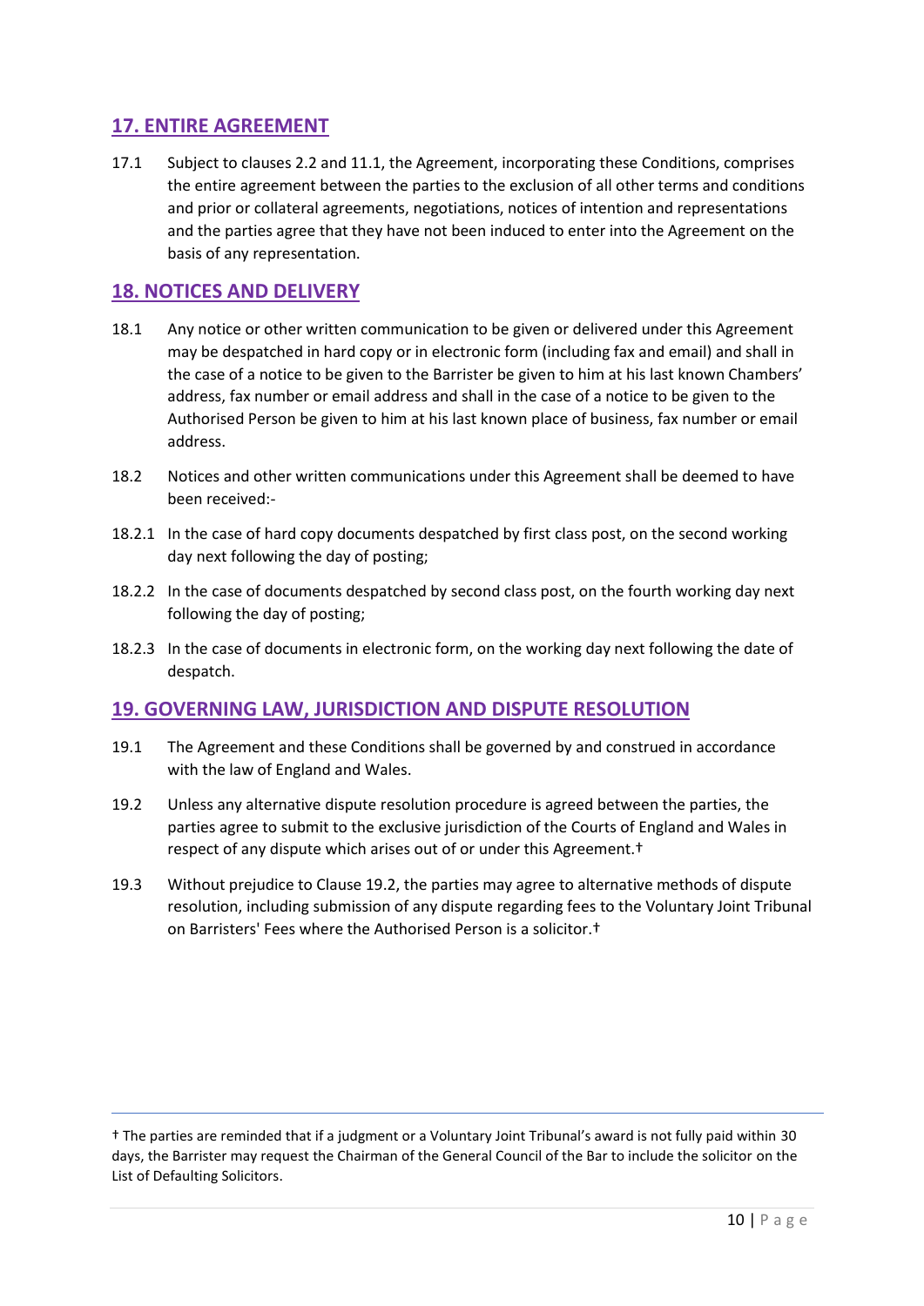## 17. ENTIRE AGREEMENT

17.1 Subject to clauses 2.2 and 11.1, the Agreement, incorporating these Conditions, comprises the entire agreement between the parties to the exclusion of all other terms and conditions and prior or collateral agreements, negotiations, notices of intention and representations and the parties agree that they have not been induced to enter into the Agreement on the basis of any representation.

## 18. NOTICES AND DELIVERY

18.1 Any notice or other written communication to be given or delivered under this Agreement may be despatched in hard copy or in electronic form (including fax and email) and shall in the case of a notice to be given to the Barrister be given to him at his last known Chambers' address, fax number or email address and shall in the case of a notice to be given to the Authorised Person be given to him at his last known place of business, fax number or email address.

18.2 Notices and other written communications under this Agreement shall be deemed to have been received:-

18.2.1 In the case of hard copy documents despatched by first class post, on the second working day next following the day of posting;

18.2.2 In the case of documents despatched by second class post, on the fourth working day next following the day of posting;

18.2.3 In the case of documents in electronic form, on the working day next following the date of despatch.

## 19. GOVERNING LAW, JURISDICTION AND DISPUTE RESOLUTION

19.1 The Agreement and these Conditions shall be governed by and construed in accordance with the law of England and Wales.

19.2 Unless any alternative dispute resolution procedure is agreed between the parties, the parties agree to submit to the exclusive jurisdiction of the Courts of England and Wales in respect of any dispute which arises out of or under this Agreement.†

19.3 Without prejudice to Clause 19.2, the parties may agree to alternative methods of dispute resolution, including submission of any dispute regarding fees to the Voluntary Joint Tribunal on Barristers' Fees where the Authorised Person is a solicitor.†

† The parties are reminded that if a judgment or a Voluntary Joint Tribunal's award is not fully paid within 30 days, the Barrister may request the Chairman of the General Council of the Bar to include the solicitor on the List of Defaulting Solicitors.